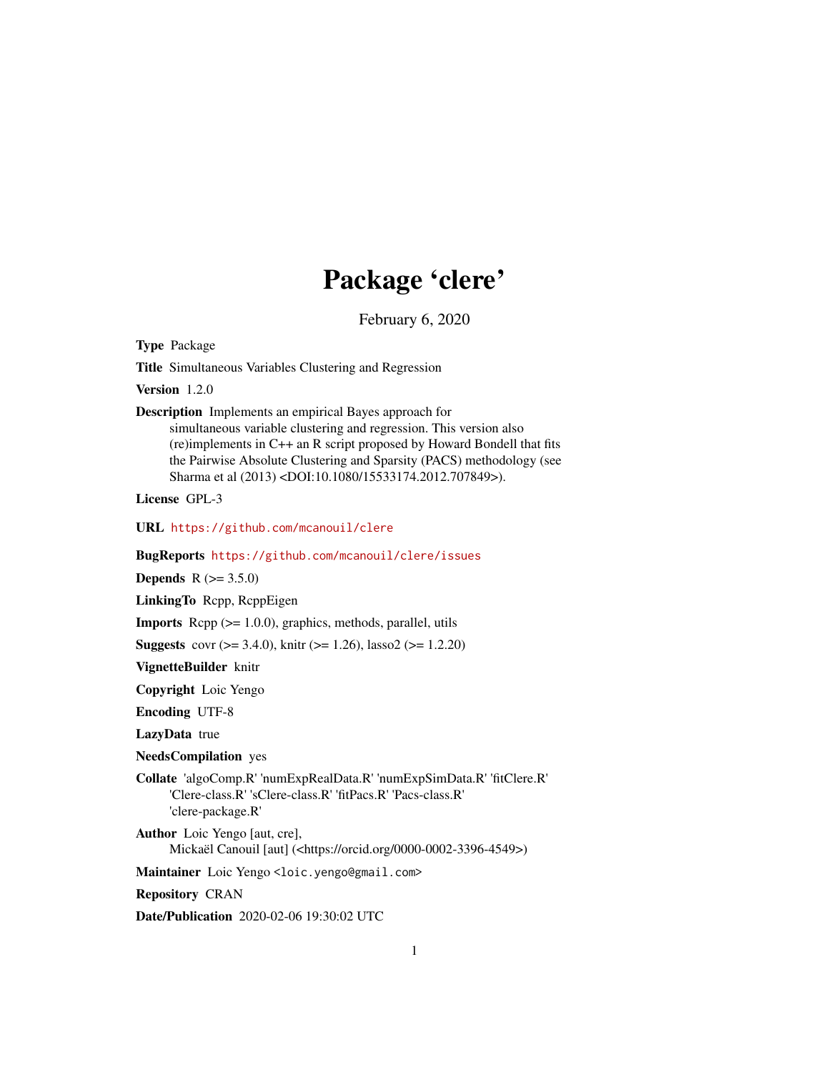# Package 'clere'

February 6, 2020

**Type** Package

**Title** Simultaneous Variables Clustering and Regression

**Version** 1.2.0

**Description** Implements an empirical Bayes approach for simultaneous variable clustering and regression. This version also (re)implements in C++ an R script proposed by Howard Bondell that fits the Pairwise Absolute Clustering and Sparsity (PACS) methodology (see Sharma et al (2013) <DOI:10.1080/15533174.2012.707849>).

**License** GPL-3

**URL** https://github.com/mcanouil/clere

**BugReports** https://github.com/mcanouil/clere/issues

**Depends** R (>= 3.5.0)

**LinkingTo** Rcpp, RcppEigen

**Imports** Rcpp (>= 1.0.0), graphics, methods, parallel, utils

**Suggests** covr (>= 3.4.0), knitr (>= 1.26), lasso2 (>= 1.2.20)

**VignetteBuilder** knitr

**Copyright** Loic Yengo

**Encoding** UTF-8

**LazyData** true

**NeedsCompilation** yes

**Collate** 'algoComp.R' 'numExpRealData.R' 'numExpSimData.R' 'fitClere.R' 'Clere-class.R' 'sClere-class.R' 'fitPacs.R' 'Pacs-class.R' 'clere-package.R'

**Author** Loic Yengo [aut, cre], Mickaël Canouil [aut] (<https://orcid.org/0000-0002-3396-4549>)

**Maintainer** Loic Yengo <loic.yengo@gmail.com>

**Repository** CRAN

**Date/Publication** 2020-02-06 19:30:02 UTC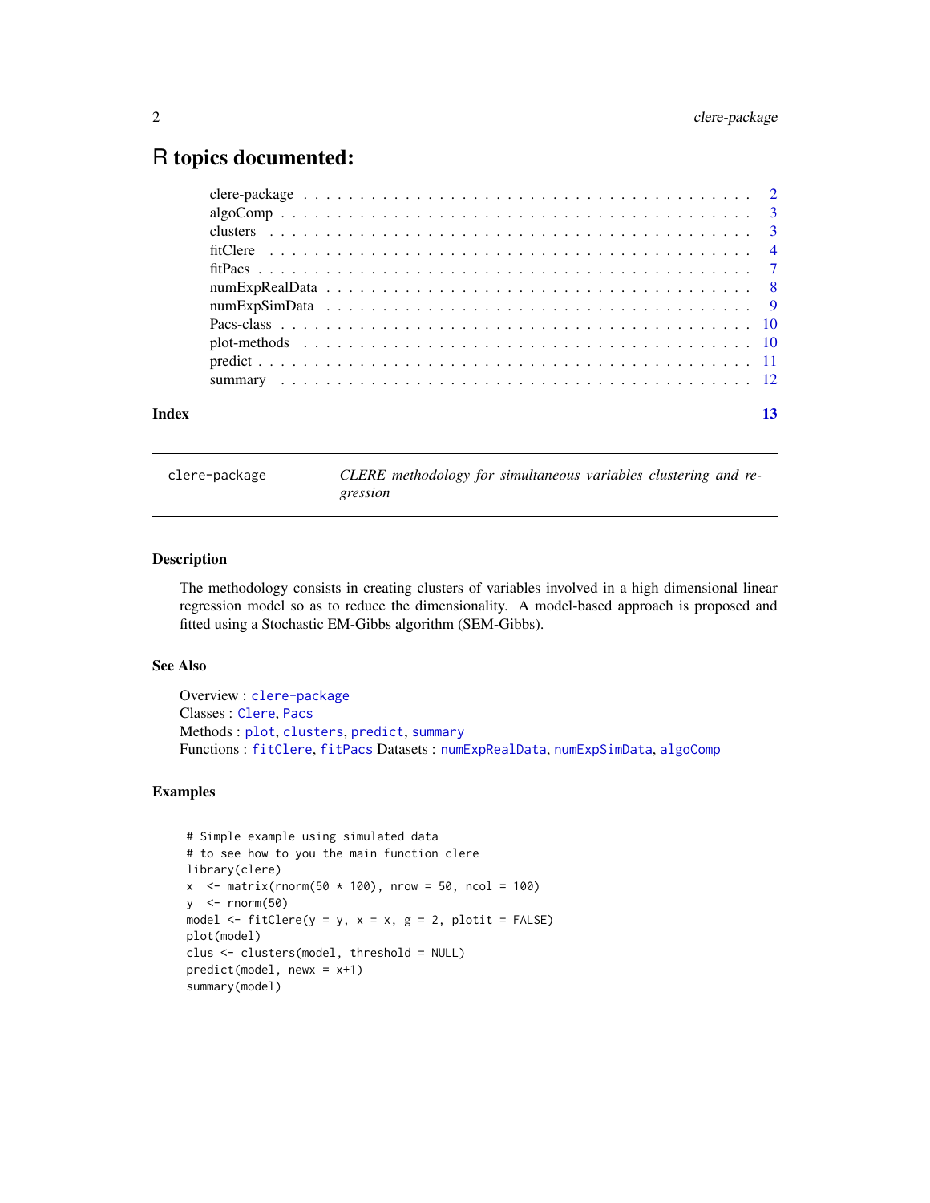# R topics documented:

| | |
|---|---|
| clere-package | 2 |
| algoComp | 3 |
| clusters | 3 |
| fitClere | 4 |
| fitPacs | 7 |
| numExpRealData | 8 |
| numExpSimData | 9 |
| Pacs-class | 10 |
| plot-methods | 10 |
| predict | 11 |
| summary | 12 |
| **Index** | **13** |

---

`clere-package` — *CLERE methodology for simultaneous variables clustering and regression*

---

### Description

The methodology consists in creating clusters of variables involved in a high dimensional linear regression model so as to reduce the dimensionality. A model-based approach is proposed and fitted using a Stochastic EM-Gibbs algorithm (SEM-Gibbs).

### See Also

Overview : `clere-package`
Classes : `Clere`, `Pacs`
Methods : `plot`, `clusters`, `predict`, `summary`
Functions : `fitClere`, `fitPacs` Datasets : `numExpRealData`, `numExpSimData`, `algoComp`

### Examples

```
# Simple example using simulated data
# to see how to you the main function clere
library(clere)
x  <- matrix(rnorm(50 * 100), nrow = 50, ncol = 100)
y  <- rnorm(50)
model <- fitClere(y = y, x = x, g = 2, plotit = FALSE)
plot(model)
clus <- clusters(model, threshold = NULL)
predict(model, newx = x+1)
summary(model)
```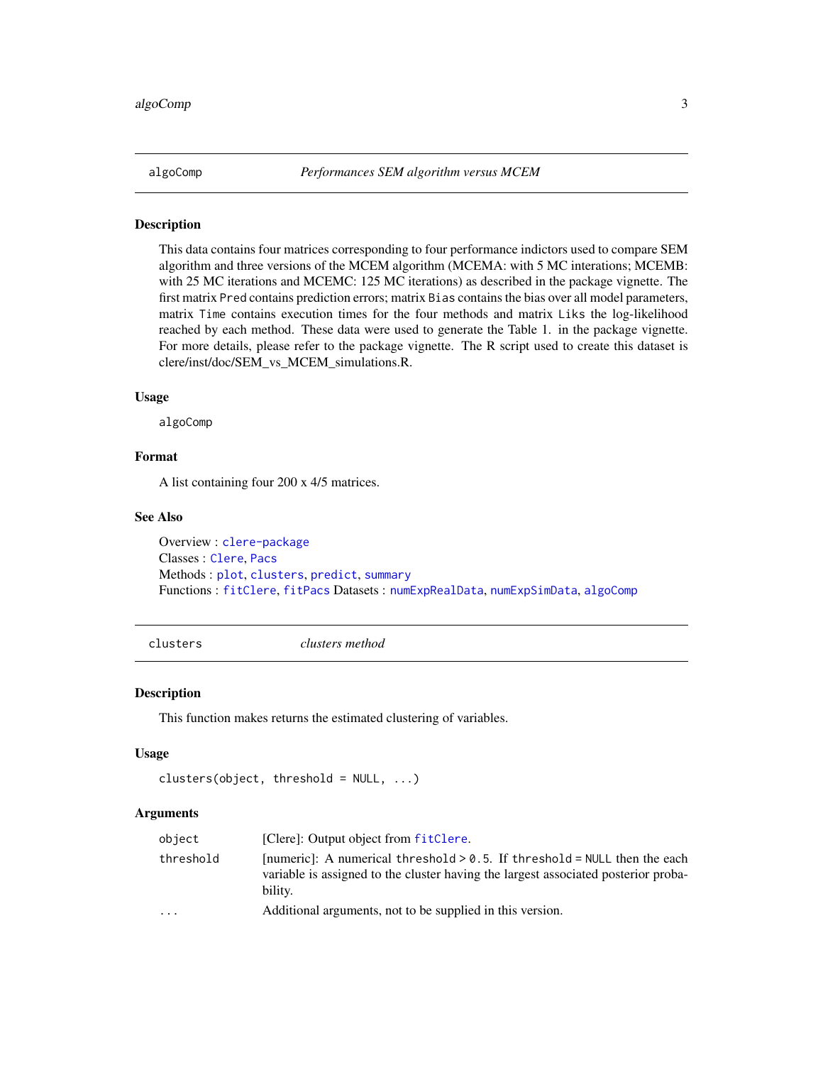## algoComp — *Performances SEM algorithm versus MCEM*

### Description

This data contains four matrices corresponding to four performance indictors used to compare SEM algorithm and three versions of the MCEM algorithm (MCEMA: with 5 MC interations; MCEMB: with 25 MC iterations and MCEMC: 125 MC iterations) as described in the package vignette. The first matrix `Pred` contains prediction errors; matrix `Bias` contains the bias over all model parameters, matrix `Time` contains execution times for the four methods and matrix `Liks` the log-likelihood reached by each method. These data were used to generate the Table 1. in the package vignette. For more details, please refer to the package vignette. The R script used to create this dataset is clere/inst/doc/SEM_vs_MCEM_simulations.R.

### Usage

```
algoComp
```

### Format

A list containing four 200 x 4/5 matrices.

### See Also

Overview : `clere-package`
Classes : `Clere`, `Pacs`
Methods : `plot`, `clusters`, `predict`, `summary`
Functions : `fitClere`, `fitPacs` Datasets : `numExpRealData`, `numExpSimData`, `algoComp`

## clusters — *clusters method*

### Description

This function makes returns the estimated clustering of variables.

### Usage

```
clusters(object, threshold = NULL, ...)
```

### Arguments

| | |
|---|---|
| `object` | [Clere]: Output object from `fitClere`. |
| `threshold` | [numeric]: A numerical `threshold > 0.5`. If `threshold = NULL` then the each variable is assigned to the cluster having the largest associated posterior probability. |
| `...` | Additional arguments, not to be supplied in this version. |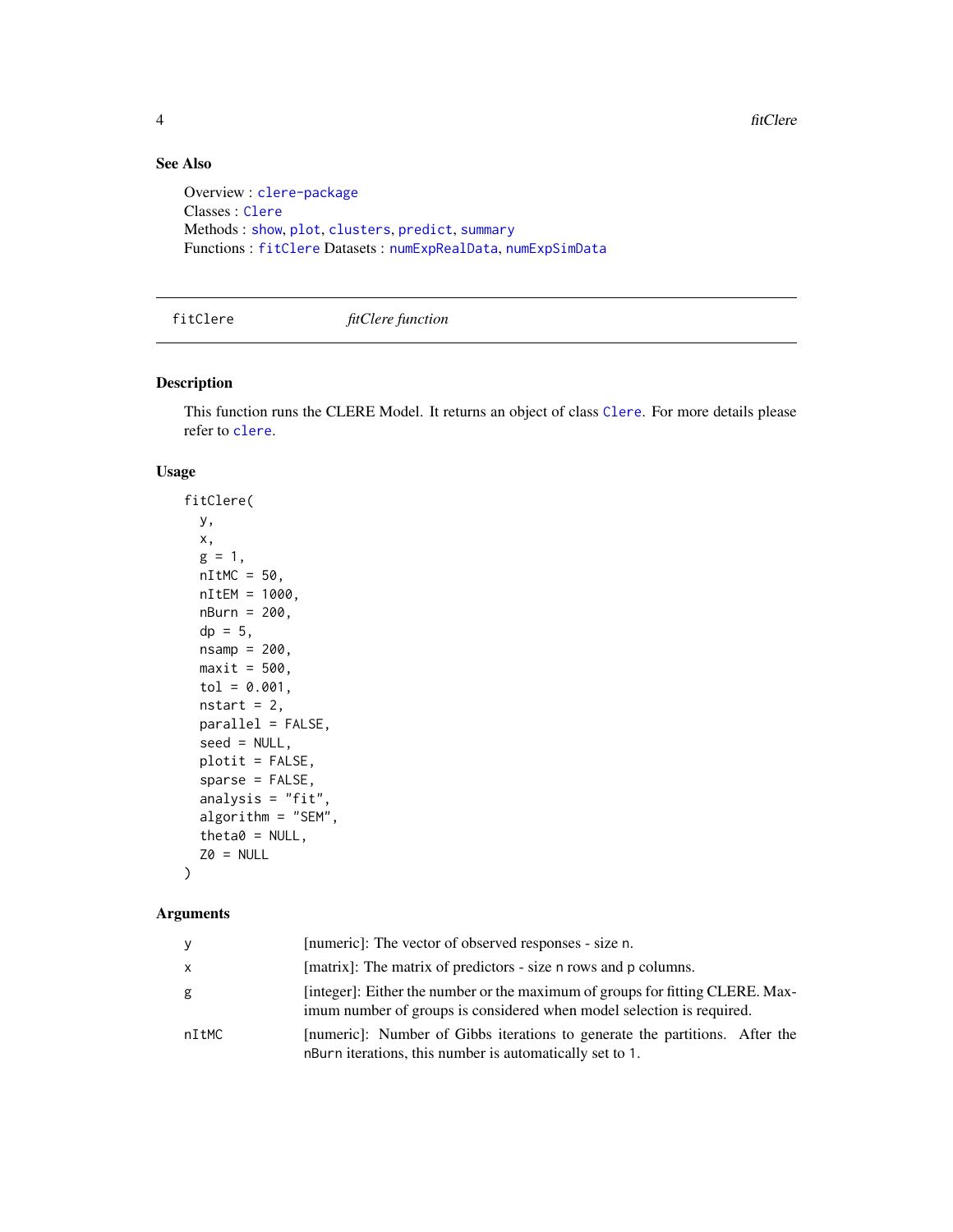## See Also

Overview : clere-package  
Classes : Clere  
Methods : show, plot, clusters, predict, summary  
Functions : fitClere Datasets : numExpRealData, numExpSimData

---

## fitClere — *fitClere function*

---

### Description

This function runs the CLERE Model. It returns an object of class Clere. For more details please refer to clere.

### Usage

```
fitClere(
  y,
  x,
  g = 1,
  nItMC = 50,
  nItEM = 1000,
  nBurn = 200,
  dp = 5,
  nsamp = 200,
  maxit = 500,
  tol = 0.001,
  nstart = 2,
  parallel = FALSE,
  seed = NULL,
  plotit = FALSE,
  sparse = FALSE,
  analysis = "fit",
  algorithm = "SEM",
  theta0 = NULL,
  Z0 = NULL
)
```

### Arguments

| | |
|---|---|
| y | [numeric]: The vector of observed responses - size n. |
| x | [matrix]: The matrix of predictors - size n rows and p columns. |
| g | [integer]: Either the number or the maximum of groups for fitting CLERE. Maximum number of groups is considered when model selection is required. |
| nItMC | [numeric]: Number of Gibbs iterations to generate the partitions. After the nBurn iterations, this number is automatically set to 1. |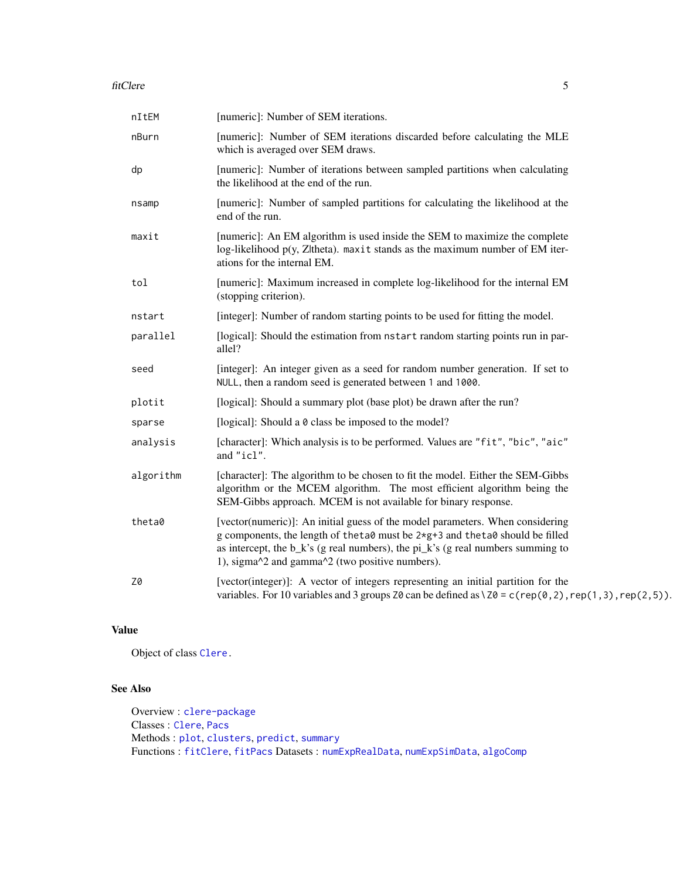| | |
|---|---|
| `nItEM` | [numeric]: Number of SEM iterations. |
| `nBurn` | [numeric]: Number of SEM iterations discarded before calculating the MLE which is averaged over SEM draws. |
| `dp` | [numeric]: Number of iterations between sampled partitions when calculating the likelihood at the end of the run. |
| `nsamp` | [numeric]: Number of sampled partitions for calculating the likelihood at the end of the run. |
| `maxit` | [numeric]: An EM algorithm is used inside the SEM to maximize the complete log-likelihood p(y, Z\|theta). `maxit` stands as the maximum number of EM iterations for the internal EM. |
| `tol` | [numeric]: Maximum increased in complete log-likelihood for the internal EM (stopping criterion). |
| `nstart` | [integer]: Number of random starting points to be used for fitting the model. |
| `parallel` | [logical]: Should the estimation from `nstart` random starting points run in parallel? |
| `seed` | [integer]: An integer given as a seed for random number generation. If set to `NULL`, then a random seed is generated between `1` and `1000`. |
| `plotit` | [logical]: Should a summary plot (base plot) be drawn after the run? |
| `sparse` | [logical]: Should a `0` class be imposed to the model? |
| `analysis` | [character]: Which analysis is to be performed. Values are `"fit"`, `"bic"`, `"aic"` and `"icl"`. |
| `algorithm` | [character]: The algorithm to be chosen to fit the model. Either the SEM-Gibbs algorithm or the MCEM algorithm. The most efficient algorithm being the SEM-Gibbs approach. MCEM is not available for binary response. |
| `theta0` | [vector(numeric)]: An initial guess of the model parameters. When considering g components, the length of `theta0` must be `2*g+3` and `theta0` should be filled as intercept, the b_k's (g real numbers), the pi_k's (g real numbers summing to 1), sigma^2 and gamma^2 (two positive numbers). |
| `Z0` | [vector(integer)]: A vector of integers representing an initial partition for the variables. For 10 variables and 3 groups `Z0` can be defined as `\Z0 = c(rep(0,2),rep(1,3),rep(2,5))`. |

## Value

Object of class `Clere`.

## See Also

Overview : `clere-package`  
Classes : `Clere`, `Pacs`  
Methods : `plot`, `clusters`, `predict`, `summary`  
Functions : `fitClere`, `fitPacs` Datasets : `numExpRealData`, `numExpSimData`, `algoComp`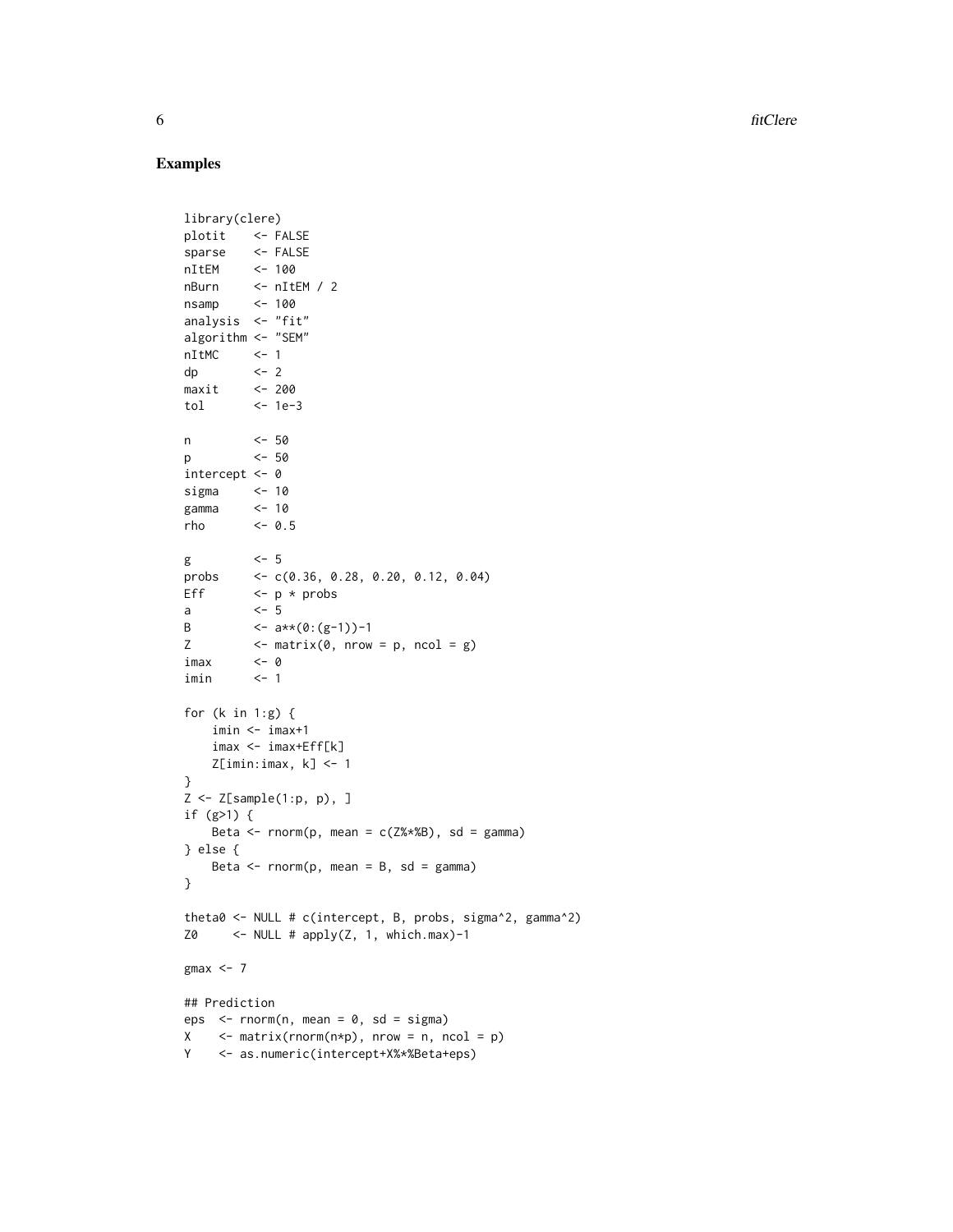## Examples

```
library(clere)
plotit    <- FALSE
sparse    <- FALSE
nItEM     <- 100
nBurn     <- nItEM / 2
nsamp     <- 100
analysis  <- "fit"
algorithm <- "SEM"
nItMC     <- 1
dp        <- 2
maxit     <- 200
tol       <- 1e-3

n         <- 50
p         <- 50
intercept <- 0
sigma     <- 10
gamma     <- 10
rho       <- 0.5

g         <- 5
probs     <- c(0.36, 0.28, 0.20, 0.12, 0.04)
Eff       <- p * probs
a         <- 5
B         <- a**(0:(g-1))-1
Z         <- matrix(0, nrow = p, ncol = g)
imax      <- 0
imin      <- 1

for (k in 1:g) {
    imin <- imax+1
    imax <- imax+Eff[k]
    Z[imin:imax, k] <- 1
}
Z <- Z[sample(1:p, p), ]
if (g>1) {
    Beta <- rnorm(p, mean = c(Z%*%B), sd = gamma)
} else {
    Beta <- rnorm(p, mean = B, sd = gamma)
}

theta0 <- NULL # c(intercept, B, probs, sigma^2, gamma^2)
Z0     <- NULL # apply(Z, 1, which.max)-1

gmax <- 7

## Prediction
eps  <- rnorm(n, mean = 0, sd = sigma)
X    <- matrix(rnorm(n*p), nrow = n, ncol = p)
Y    <- as.numeric(intercept+X%*%Beta+eps)
```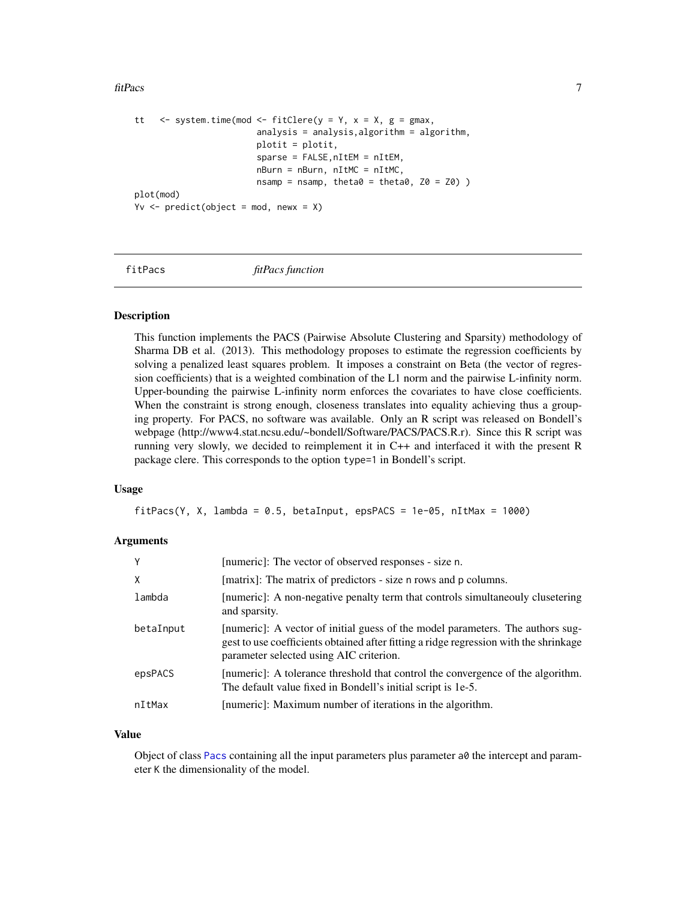```
tt   <- system.time(mod <- fitClere(y = Y, x = X, g = gmax,
                        analysis = analysis,algorithm = algorithm,
                        plotit = plotit,
                        sparse = FALSE,nItEM = nItEM,
                        nBurn = nBurn, nItMC = nItMC,
                        nsamp = nsamp, theta0 = theta0, Z0 = Z0) )
plot(mod)
Yv <- predict(object = mod, newx = X)
```

---

## fitPacs — *fitPacs function*

### Description

This function implements the PACS (Pairwise Absolute Clustering and Sparsity) methodology of Sharma DB et al. (2013). This methodology proposes to estimate the regression coefficients by solving a penalized least squares problem. It imposes a constraint on Beta (the vector of regression coefficients) that is a weighted combination of the L1 norm and the pairwise L-infinity norm. Upper-bounding the pairwise L-infinity norm enforces the covariates to have close coefficients. When the constraint is strong enough, closeness translates into equality achieving thus a grouping property. For PACS, no software was available. Only an R script was released on Bondell's webpage (http://www4.stat.ncsu.edu/~bondell/Software/PACS/PACS.R.r). Since this R script was running very slowly, we decided to reimplement it in C++ and interfaced it with the present R package clere. This corresponds to the option `type=1` in Bondell's script.

### Usage

```
fitPacs(Y, X, lambda = 0.5, betaInput, epsPACS = 1e-05, nItMax = 1000)
```

### Arguments

| | |
|---|---|
| `Y` | [numeric]: The vector of observed responses - size `n`. |
| `X` | [matrix]: The matrix of predictors - size `n` rows and `p` columns. |
| `lambda` | [numeric]: A non-negative penalty term that controls simultaneouly clusetering and sparsity. |
| `betaInput` | [numeric]: A vector of initial guess of the model parameters. The authors suggest to use coefficients obtained after fitting a ridge regression with the shrinkage parameter selected using AIC criterion. |
| `epsPACS` | [numeric]: A tolerance threshold that control the convergence of the algorithm. The default value fixed in Bondell's initial script is 1e-5. |
| `nItMax` | [numeric]: Maximum number of iterations in the algorithm. |

### Value

Object of class `Pacs` containing all the input parameters plus parameter `a0` the intercept and parameter `K` the dimensionality of the model.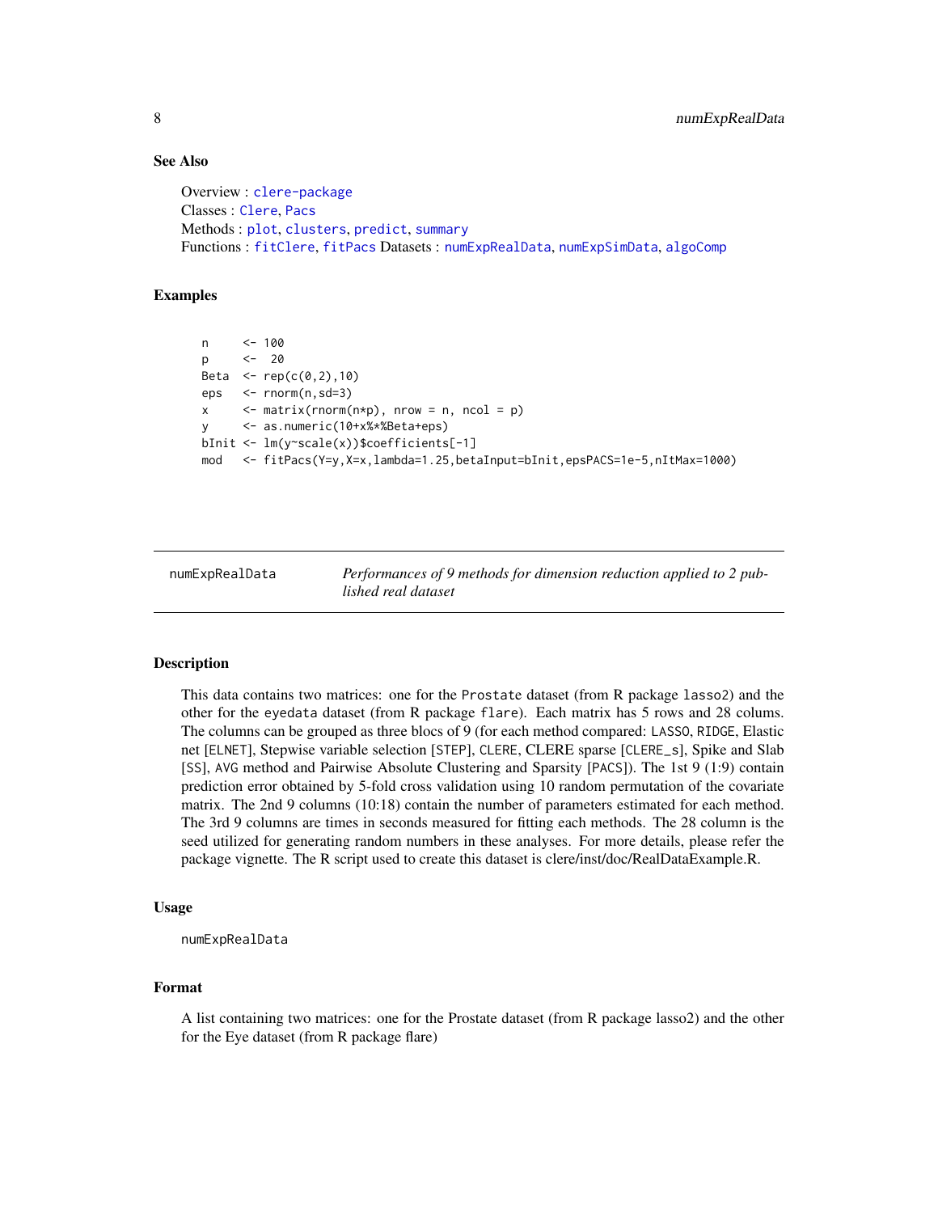### See Also

Overview : `clere-package`
Classes : `Clere`, `Pacs`
Methods : `plot`, `clusters`, `predict`, `summary`
Functions : `fitClere`, `fitPacs` Datasets : `numExpRealData`, `numExpSimData`, `algoComp`

### Examples

```
n     <- 100
p     <-  20
Beta  <- rep(c(0,2),10)
eps   <- rnorm(n,sd=3)
x     <- matrix(rnorm(n*p), nrow = n, ncol = p)
y     <- as.numeric(10+x%*%Beta+eps)
bInit <- lm(y~scale(x))$coefficients[-1]
mod   <- fitPacs(Y=y,X=x,lambda=1.25,betaInput=bInit,epsPACS=1e-5,nItMax=1000)
```

---

## numExpRealData — *Performances of 9 methods for dimension reduction applied to 2 published real dataset*

### Description

This data contains two matrices: one for the `Prostate` dataset (from R package `lasso2`) and the other for the `eyedata` dataset (from R package `flare`). Each matrix has 5 rows and 28 colums. The columns can be grouped as three blocs of 9 (for each method compared: `LASSO`, `RIDGE`, Elastic net [`ELNET`], Stepwise variable selection [`STEP`], `CLERE`, CLERE sparse [`CLERE_s`], Spike and Slab [`SS`], `AVG` method and Pairwise Absolute Clustering and Sparsity [`PACS`]). The 1st 9 (1:9) contain prediction error obtained by 5-fold cross validation using 10 random permutation of the covariate matrix. The 2nd 9 columns (10:18) contain the number of parameters estimated for each method. The 3rd 9 columns are times in seconds measured for fitting each methods. The 28 column is the seed utilized for generating random numbers in these analyses. For more details, please refer the package vignette. The R script used to create this dataset is clere/inst/doc/RealDataExample.R.

### Usage

```
numExpRealData
```

### Format

A list containing two matrices: one for the Prostate dataset (from R package lasso2) and the other for the Eye dataset (from R package flare)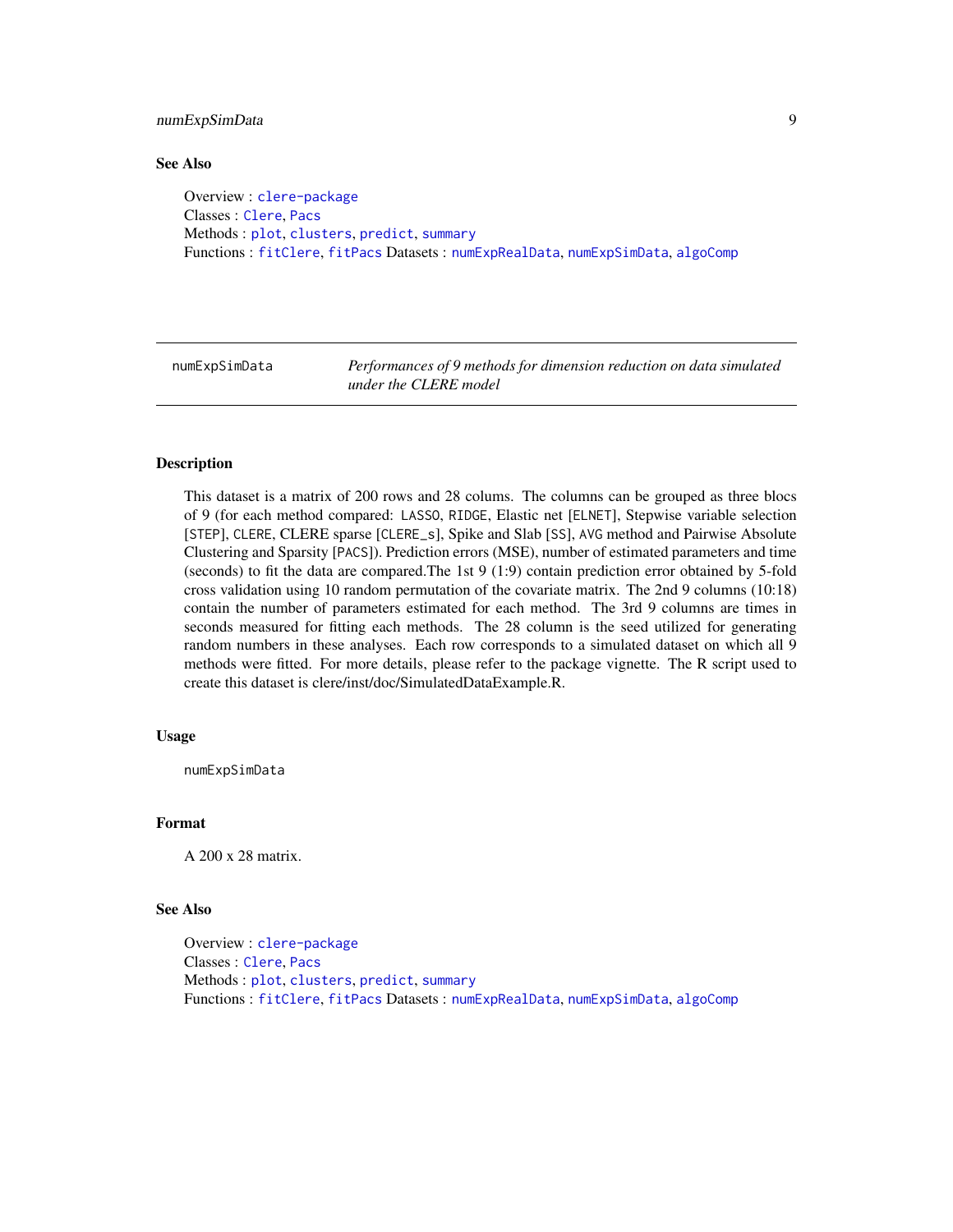## See Also

Overview : `clere-package`
Classes : `Clere`, `Pacs`
Methods : `plot`, `clusters`, `predict`, `summary`
Functions : `fitClere`, `fitPacs` Datasets : `numExpRealData`, `numExpSimData`, `algoComp`

---

# numExpSimData — *Performances of 9 methods for dimension reduction on data simulated under the CLERE model*

---

## Description

This dataset is a matrix of 200 rows and 28 colums. The columns can be grouped as three blocs of 9 (for each method compared: LASSO, RIDGE, Elastic net [ELNET], Stepwise variable selection [STEP], CLERE, CLERE sparse [CLERE_s], Spike and Slab [SS], AVG method and Pairwise Absolute Clustering and Sparsity [PACS]). Prediction errors (MSE), number of estimated parameters and time (seconds) to fit the data are compared.The 1st 9 (1:9) contain prediction error obtained by 5-fold cross validation using 10 random permutation of the covariate matrix. The 2nd 9 columns (10:18) contain the number of parameters estimated for each method. The 3rd 9 columns are times in seconds measured for fitting each methods. The 28 column is the seed utilized for generating random numbers in these analyses. Each row corresponds to a simulated dataset on which all 9 methods were fitted. For more details, please refer to the package vignette. The R script used to create this dataset is clere/inst/doc/SimulatedDataExample.R.

## Usage

```
numExpSimData
```

## Format

A 200 x 28 matrix.

## See Also

Overview : `clere-package`
Classes : `Clere`, `Pacs`
Methods : `plot`, `clusters`, `predict`, `summary`
Functions : `fitClere`, `fitPacs` Datasets : `numExpRealData`, `numExpSimData`, `algoComp`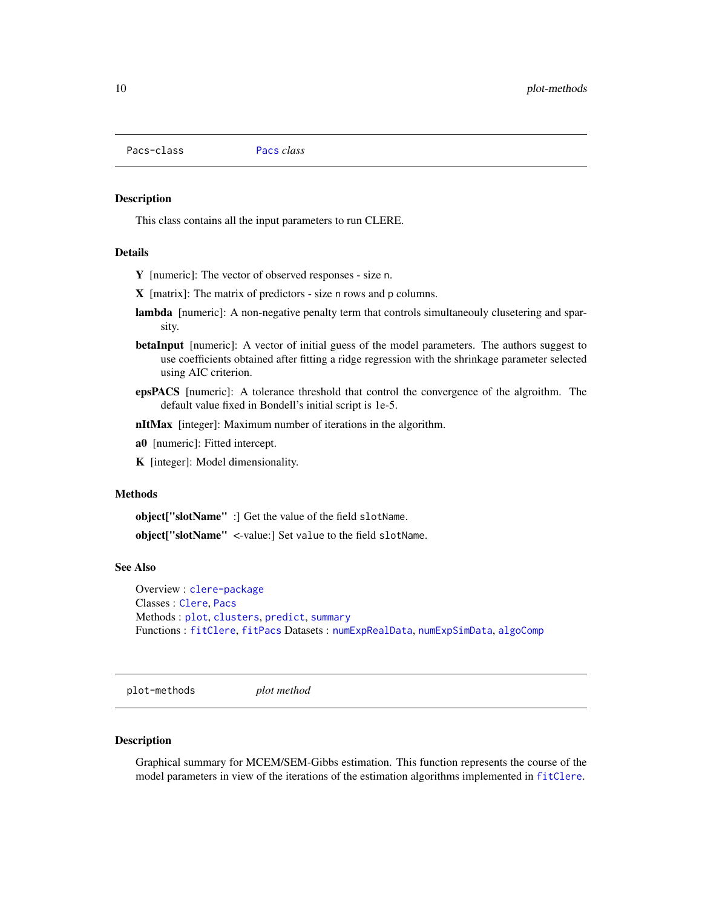## Pacs-class    *Pacs class*

### Description

This class contains all the input parameters to run CLERE.

### Details

**Y** [numeric]: The vector of observed responses - size n.

**X** [matrix]: The matrix of predictors - size n rows and p columns.

**lambda** [numeric]: A non-negative penalty term that controls simultaneouly clusetering and sparsity.

**betaInput** [numeric]: A vector of initial guess of the model parameters. The authors suggest to use coefficients obtained after fitting a ridge regression with the shrinkage parameter selected using AIC criterion.

**epsPACS** [numeric]: A tolerance threshold that control the convergence of the algroithm. The default value fixed in Bondell's initial script is 1e-5.

**nItMax** [integer]: Maximum number of iterations in the algorithm.

**a0** [numeric]: Fitted intercept.

**K** [integer]: Model dimensionality.

### Methods

**object["slotName"** :] Get the value of the field slotName.

**object["slotName"** <-value:] Set value to the field slotName.

### See Also

Overview : clere-package
Classes : Clere, Pacs
Methods : plot, clusters, predict, summary
Functions : fitClere, fitPacs Datasets : numExpRealData, numExpSimData, algoComp

## plot-methods    *plot method*

### Description

Graphical summary for MCEM/SEM-Gibbs estimation. This function represents the course of the model parameters in view of the iterations of the estimation algorithms implemented in fitClere.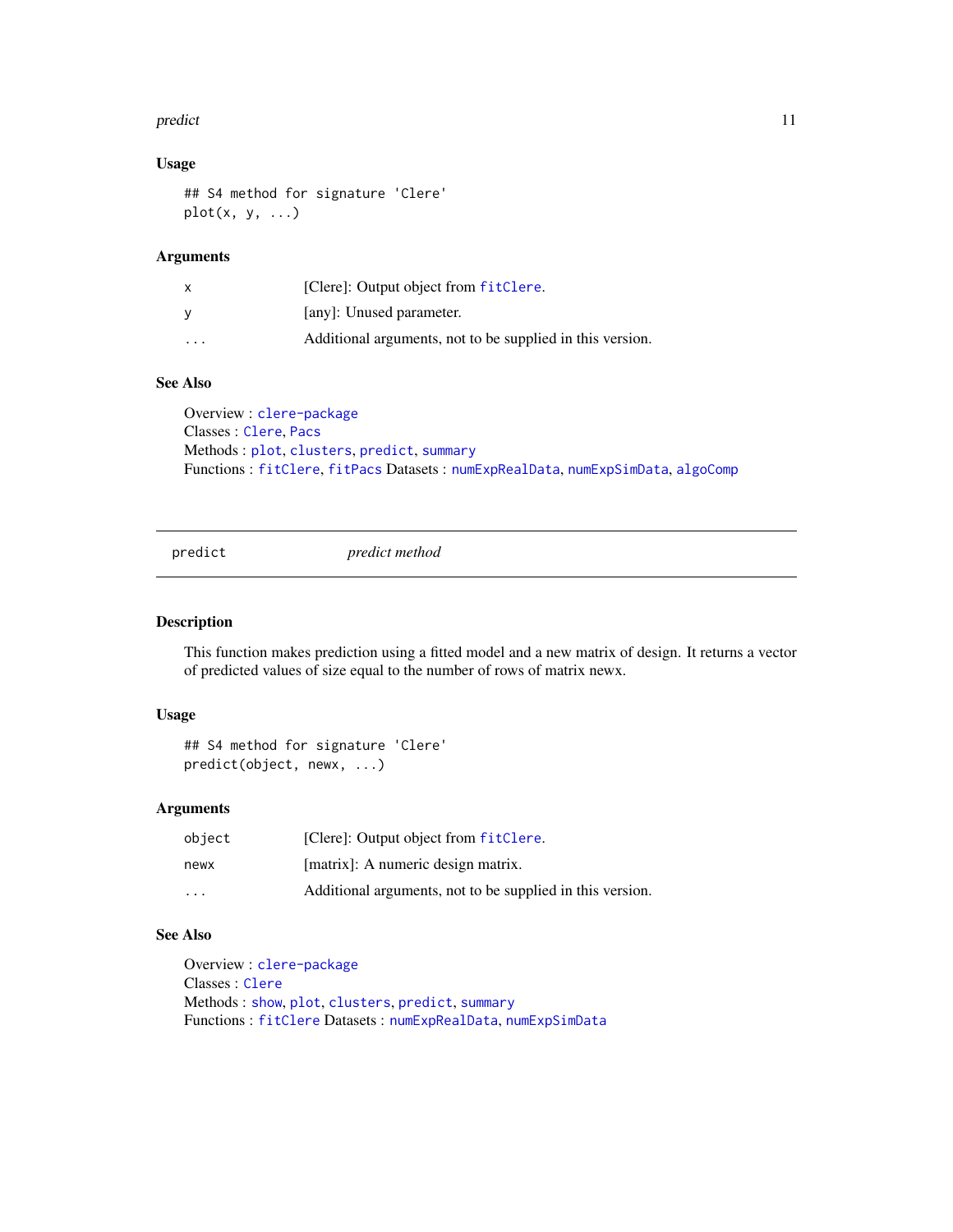### Usage

```
## S4 method for signature 'Clere'
plot(x, y, ...)
```

### Arguments

| | |
|---|---|
| x | [Clere]: Output object from `fitClere`. |
| y | [any]: Unused parameter. |
| ... | Additional arguments, not to be supplied in this version. |

### See Also

Overview : `clere-package`
Classes : `Clere`, `Pacs`
Methods : `plot`, `clusters`, `predict`, `summary`
Functions : `fitClere`, `fitPacs` Datasets : `numExpRealData`, `numExpSimData`, `algoComp`

---

## predict — *predict method*

---

### Description

This function makes prediction using a fitted model and a new matrix of design. It returns a vector of predicted values of size equal to the number of rows of matrix newx.

### Usage

```
## S4 method for signature 'Clere'
predict(object, newx, ...)
```

### Arguments

| | |
|---|---|
| object | [Clere]: Output object from `fitClere`. |
| newx | [matrix]: A numeric design matrix. |
| ... | Additional arguments, not to be supplied in this version. |

### See Also

Overview : `clere-package`
Classes : `Clere`
Methods : `show`, `plot`, `clusters`, `predict`, `summary`
Functions : `fitClere` Datasets : `numExpRealData`, `numExpSimData`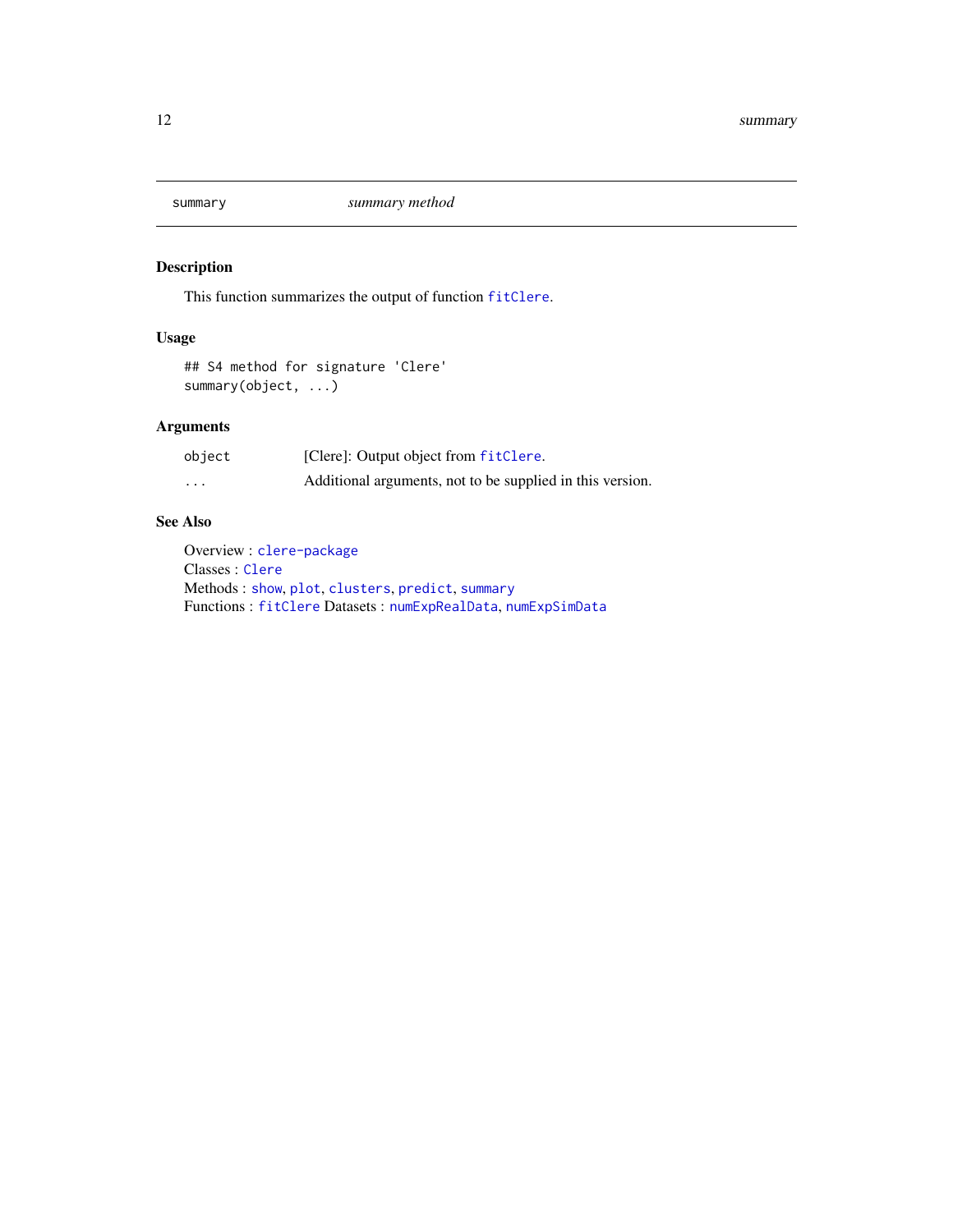# summary — *summary method*

## Description

This function summarizes the output of function `fitClere`.

## Usage

```
## S4 method for signature 'Clere'
summary(object, ...)
```

## Arguments

| | |
|---|---|
| `object` | [Clere]: Output object from `fitClere`. |
| `...` | Additional arguments, not to be supplied in this version. |

## See Also

Overview : `clere-package`
Classes : `Clere`
Methods : `show`, `plot`, `clusters`, `predict`, `summary`
Functions : `fitClere` Datasets : `numExpRealData`, `numExpSimData`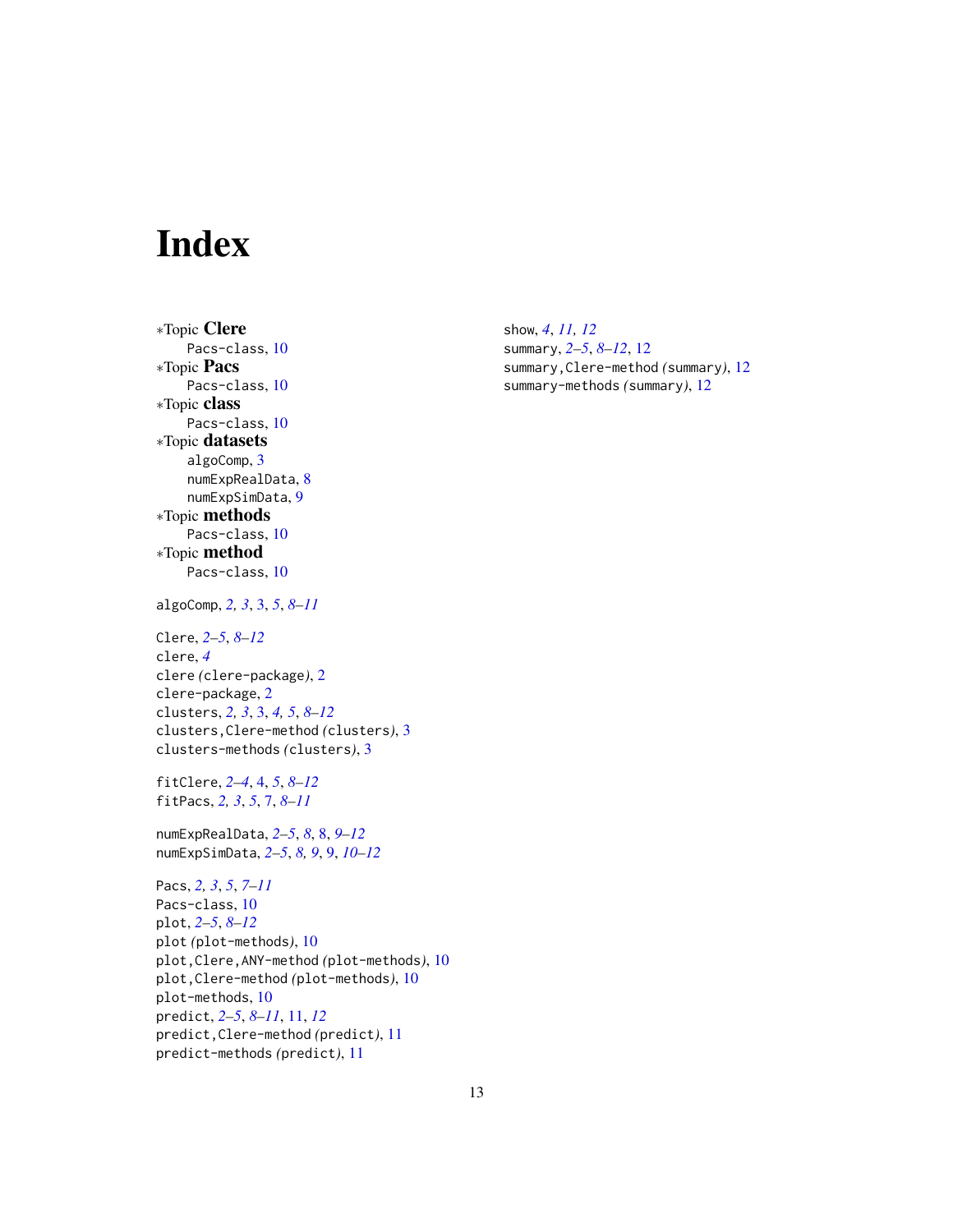# Index

*Topic **Clere**
    Pacs-class, 10
*Topic **Pacs**
    Pacs-class, 10
*Topic **class**
    Pacs-class, 10
*Topic **datasets**
    algoComp, 3
    numExpRealData, 8
    numExpSimData, 9
*Topic **methods**
    Pacs-class, 10
*Topic **method**
    Pacs-class, 10

algoComp, *2, 3*, 3, *5*, *8–11*

Clere, *2–5*, *8–12*
clere, *4*
clere (clere-package), 2
clere-package, 2
clusters, *2, 3*, 3, *4, 5*, *8–12*
clusters,Clere-method (clusters), 3
clusters-methods (clusters), 3

fitClere, *2–4*, 4, *5*, *8–12*
fitPacs, *2, 3*, *5*, 7, *8–11*

numExpRealData, *2–5*, *8*, 8, *9–12*
numExpSimData, *2–5*, *8, 9*, 9, *10–12*

Pacs, *2, 3*, *5*, *7–11*
Pacs-class, 10
plot, *2–5*, *8–12*
plot (plot-methods), 10
plot,Clere,ANY-method (plot-methods), 10
plot,Clere-method (plot-methods), 10
plot-methods, 10
predict, *2–5*, *8–11*, 11, *12*
predict,Clere-method (predict), 11
predict-methods (predict), 11

show, *4*, *11, 12*
summary, *2–5*, *8–12*, 12
summary,Clere-method (summary), 12
summary-methods (summary), 12